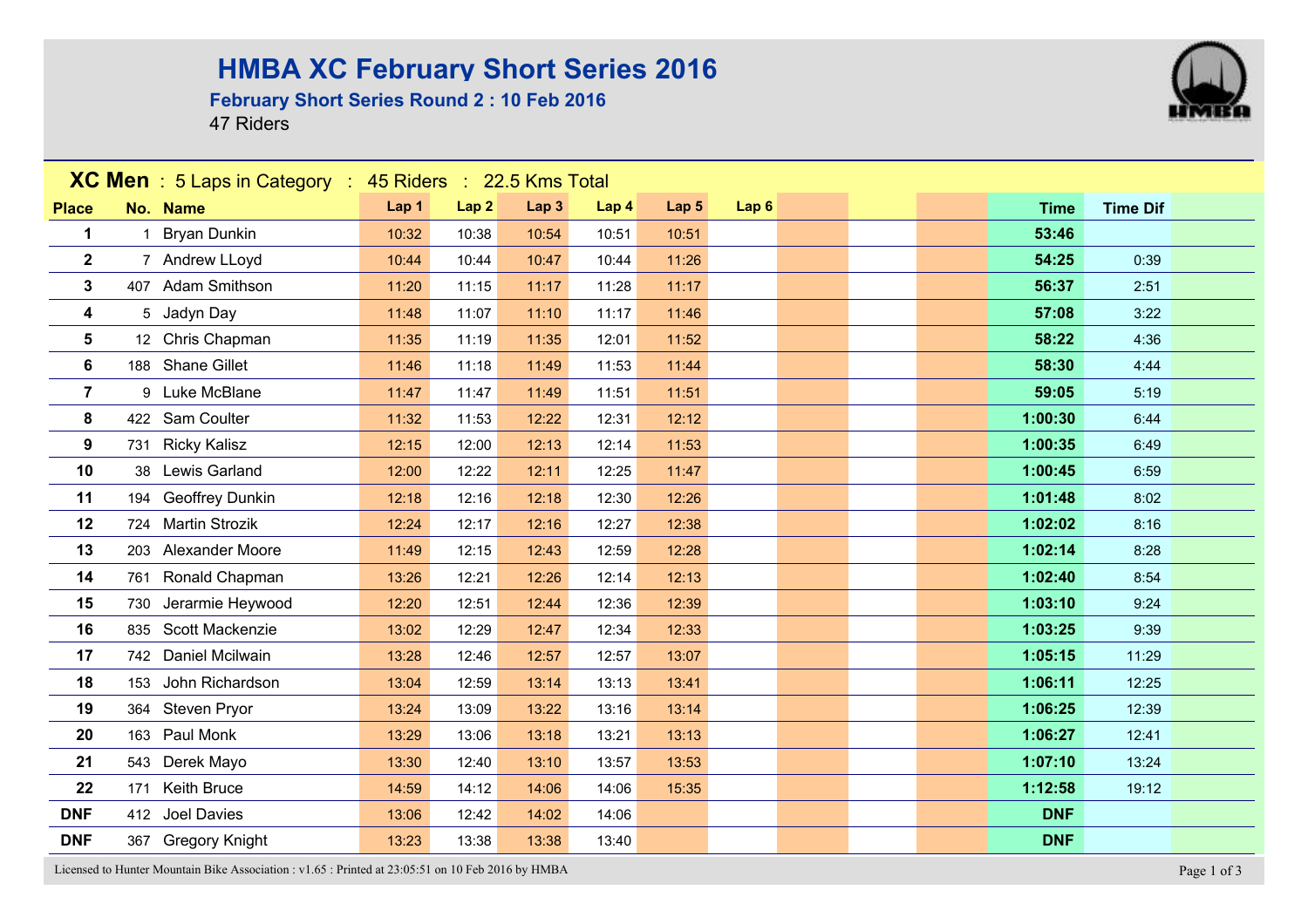# HMBA XC February Short Series 2016

## February Short Series Round 2 : 10 Feb 2016

47 Riders

**XC Men** : 5 Laps in Category : 45 Riders : 22.5 Kms Total

| Place | No. | Name | Lap 1 | Lap 2 | Lap 3 | Lap 4 | Lap 5 | Lap 6 | | | | Time | Time Dif |
|---|---|---|---|---|---|---|---|---|---|---|---|---|---|
| 1 | 1 | Bryan Dunkin | 10:32 | 10:38 | 10:54 | 10:51 | 10:51 | | | | | 53:46 | |
| 2 | 7 | Andrew LLoyd | 10:44 | 10:44 | 10:47 | 10:44 | 11:26 | | | | | 54:25 | 0:39 |
| 3 | 407 | Adam Smithson | 11:20 | 11:15 | 11:17 | 11:28 | 11:17 | | | | | 56:37 | 2:51 |
| 4 | 5 | Jadyn Day | 11:48 | 11:07 | 11:10 | 11:17 | 11:46 | | | | | 57:08 | 3:22 |
| 5 | 12 | Chris Chapman | 11:35 | 11:19 | 11:35 | 12:01 | 11:52 | | | | | 58:22 | 4:36 |
| 6 | 188 | Shane Gillet | 11:46 | 11:18 | 11:49 | 11:53 | 11:44 | | | | | 58:30 | 4:44 |
| 7 | 9 | Luke McBlane | 11:47 | 11:47 | 11:49 | 11:51 | 11:51 | | | | | 59:05 | 5:19 |
| 8 | 422 | Sam Coulter | 11:32 | 11:53 | 12:22 | 12:31 | 12:12 | | | | | 1:00:30 | 6:44 |
| 9 | 731 | Ricky Kalisz | 12:15 | 12:00 | 12:13 | 12:14 | 11:53 | | | | | 1:00:35 | 6:49 |
| 10 | 38 | Lewis Garland | 12:00 | 12:22 | 12:11 | 12:25 | 11:47 | | | | | 1:00:45 | 6:59 |
| 11 | 194 | Geoffrey Dunkin | 12:18 | 12:16 | 12:18 | 12:30 | 12:26 | | | | | 1:01:48 | 8:02 |
| 12 | 724 | Martin Strozik | 12:24 | 12:17 | 12:16 | 12:27 | 12:38 | | | | | 1:02:02 | 8:16 |
| 13 | 203 | Alexander Moore | 11:49 | 12:15 | 12:43 | 12:59 | 12:28 | | | | | 1:02:14 | 8:28 |
| 14 | 761 | Ronald Chapman | 13:26 | 12:21 | 12:26 | 12:14 | 12:13 | | | | | 1:02:40 | 8:54 |
| 15 | 730 | Jerarmie Heywood | 12:20 | 12:51 | 12:44 | 12:36 | 12:39 | | | | | 1:03:10 | 9:24 |
| 16 | 835 | Scott Mackenzie | 13:02 | 12:29 | 12:47 | 12:34 | 12:33 | | | | | 1:03:25 | 9:39 |
| 17 | 742 | Daniel Mcilwain | 13:28 | 12:46 | 12:57 | 12:57 | 13:07 | | | | | 1:05:15 | 11:29 |
| 18 | 153 | John Richardson | 13:04 | 12:59 | 13:14 | 13:13 | 13:41 | | | | | 1:06:11 | 12:25 |
| 19 | 364 | Steven Pryor | 13:24 | 13:09 | 13:22 | 13:16 | 13:14 | | | | | 1:06:25 | 12:39 |
| 20 | 163 | Paul Monk | 13:29 | 13:06 | 13:18 | 13:21 | 13:13 | | | | | 1:06:27 | 12:41 |
| 21 | 543 | Derek Mayo | 13:30 | 12:40 | 13:10 | 13:57 | 13:53 | | | | | 1:07:10 | 13:24 |
| 22 | 171 | Keith Bruce | 14:59 | 14:12 | 14:06 | 14:06 | 15:35 | | | | | 1:12:58 | 19:12 |
| DNF | 412 | Joel Davies | 13:06 | 12:42 | 14:02 | 14:06 | | | | | | DNF | |
| DNF | 367 | Gregory Knight | 13:23 | 13:38 | 13:38 | 13:40 | | | | | | DNF | |

Licensed to Hunter Mountain Bike Association : v1.65 : Printed at 23:05:51 on 10 Feb 2016 by HMBA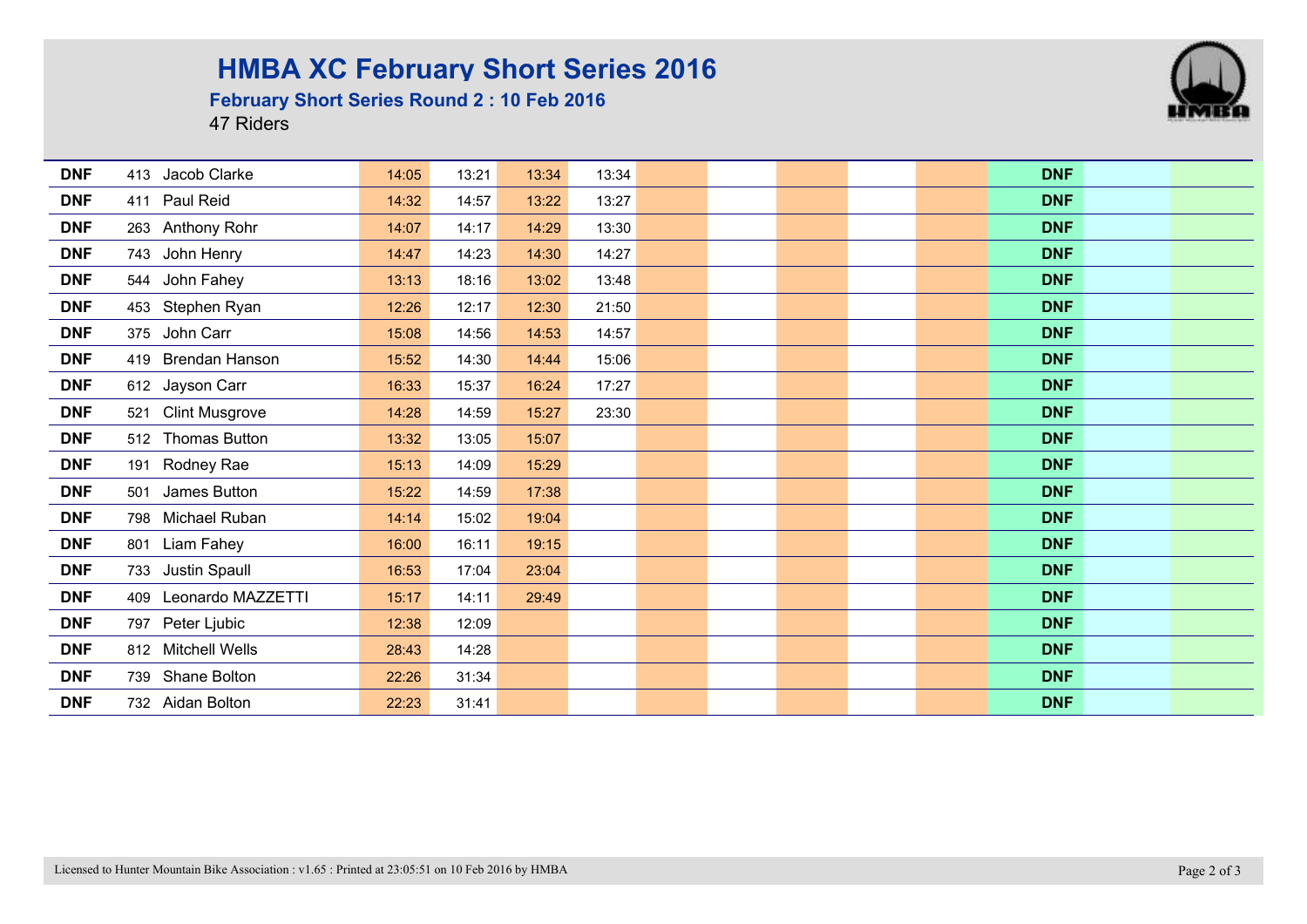# HMBA XC February Short Series 2016

**February Short Series Round 2 : 10 Feb 2016**

47 Riders

| Pos | No | Name | Lap 1 | Lap 2 | Lap 3 | Lap 4 | | | | | | | Result | | |
|---|---|---|---|---|---|---|---|---|---|---|---|---|---|---|---|
| **DNF** | 413 | Jacob Clarke | 14:05 | 13:21 | 13:34 | 13:34 | | | | | | | **DNF** | | |
| **DNF** | 411 | Paul Reid | 14:32 | 14:57 | 13:22 | 13:27 | | | | | | | **DNF** | | |
| **DNF** | 263 | Anthony Rohr | 14:07 | 14:17 | 14:29 | 13:30 | | | | | | | **DNF** | | |
| **DNF** | 743 | John Henry | 14:47 | 14:23 | 14:30 | 14:27 | | | | | | | **DNF** | | |
| **DNF** | 544 | John Fahey | 13:13 | 18:16 | 13:02 | 13:48 | | | | | | | **DNF** | | |
| **DNF** | 453 | Stephen Ryan | 12:26 | 12:17 | 12:30 | 21:50 | | | | | | | **DNF** | | |
| **DNF** | 375 | John Carr | 15:08 | 14:56 | 14:53 | 14:57 | | | | | | | **DNF** | | |
| **DNF** | 419 | Brendan Hanson | 15:52 | 14:30 | 14:44 | 15:06 | | | | | | | **DNF** | | |
| **DNF** | 612 | Jayson Carr | 16:33 | 15:37 | 16:24 | 17:27 | | | | | | | **DNF** | | |
| **DNF** | 521 | Clint Musgrove | 14:28 | 14:59 | 15:27 | 23:30 | | | | | | | **DNF** | | |
| **DNF** | 512 | Thomas Button | 13:32 | 13:05 | 15:07 | | | | | | | | **DNF** | | |
| **DNF** | 191 | Rodney Rae | 15:13 | 14:09 | 15:29 | | | | | | | | **DNF** | | |
| **DNF** | 501 | James Button | 15:22 | 14:59 | 17:38 | | | | | | | | **DNF** | | |
| **DNF** | 798 | Michael Ruban | 14:14 | 15:02 | 19:04 | | | | | | | | **DNF** | | |
| **DNF** | 801 | Liam Fahey | 16:00 | 16:11 | 19:15 | | | | | | | | **DNF** | | |
| **DNF** | 733 | Justin Spaull | 16:53 | 17:04 | 23:04 | | | | | | | | **DNF** | | |
| **DNF** | 409 | Leonardo MAZZETTI | 15:17 | 14:11 | 29:49 | | | | | | | | **DNF** | | |
| **DNF** | 797 | Peter Ljubic | 12:38 | 12:09 | | | | | | | | | **DNF** | | |
| **DNF** | 812 | Mitchell Wells | 28:43 | 14:28 | | | | | | | | | **DNF** | | |
| **DNF** | 739 | Shane Bolton | 22:26 | 31:34 | | | | | | | | | **DNF** | | |
| **DNF** | 732 | Aidan Bolton | 22:23 | 31:41 | | | | | | | | | **DNF** | | |

Licensed to Hunter Mountain Bike Association : v1.65 : Printed at 23:05:51 on 10 Feb 2016 by HMBA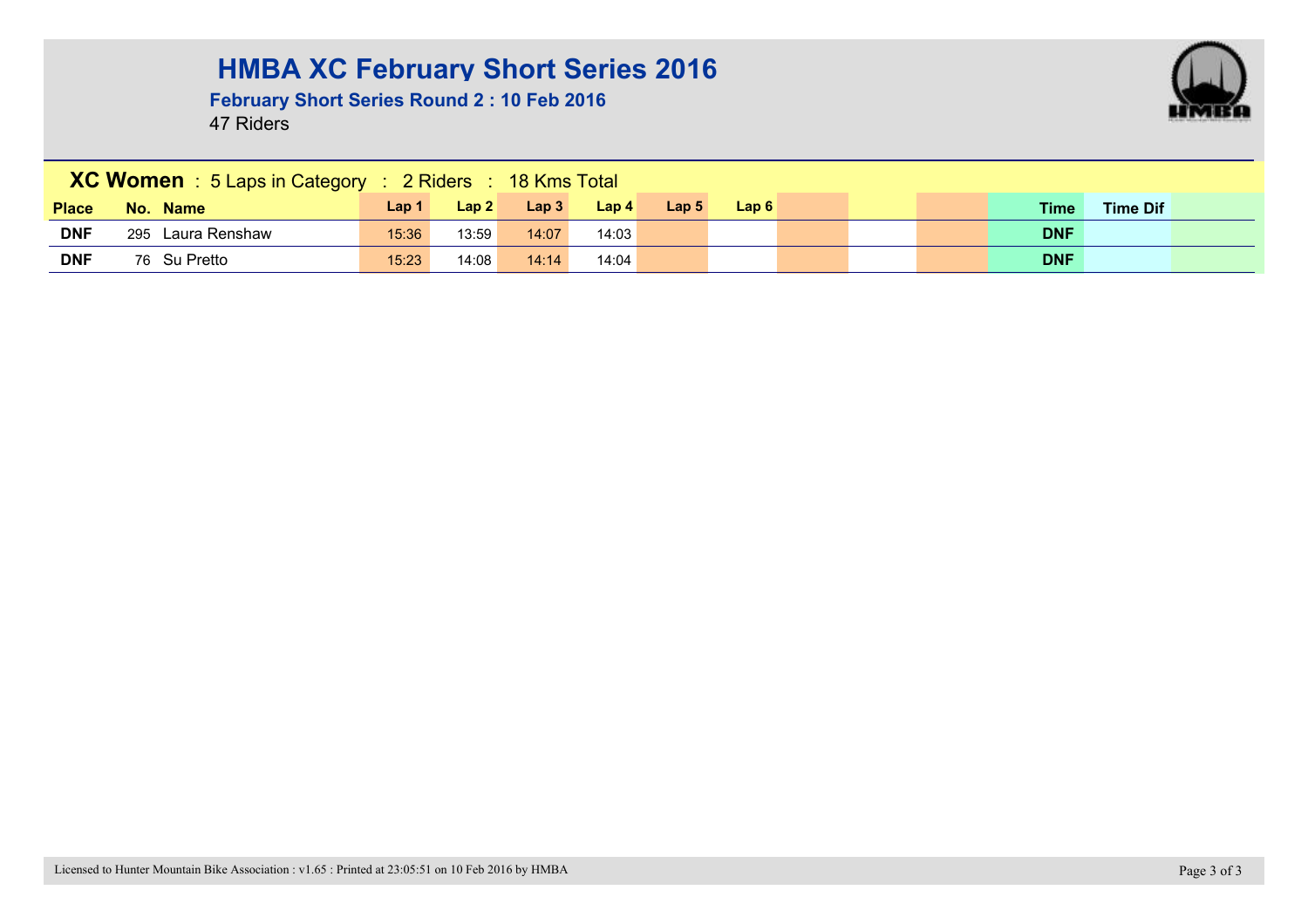# HMBA XC February Short Series 2016

**February Short Series Round 2 : 10 Feb 2016**

47 Riders

**XC Women** : 5 Laps in Category : 2 Riders : 18 Kms Total

| Place | No. | Name | Lap 1 | Lap 2 | Lap 3 | Lap 4 | Lap 5 | Lap 6 | | | | Time | Time Dif | |
|---|---|---|---|---|---|---|---|---|---|---|---|---|---|---|
| **DNF** | 295 | Laura Renshaw | 15:36 | 13:59 | 14:07 | 14:03 | | | | | | **DNF** | | |
| **DNF** | 76 | Su Pretto | 15:23 | 14:08 | 14:14 | 14:04 | | | | | | **DNF** | | |

Licensed to Hunter Mountain Bike Association : v1.65 : Printed at 23:05:51 on 10 Feb 2016 by HMBA